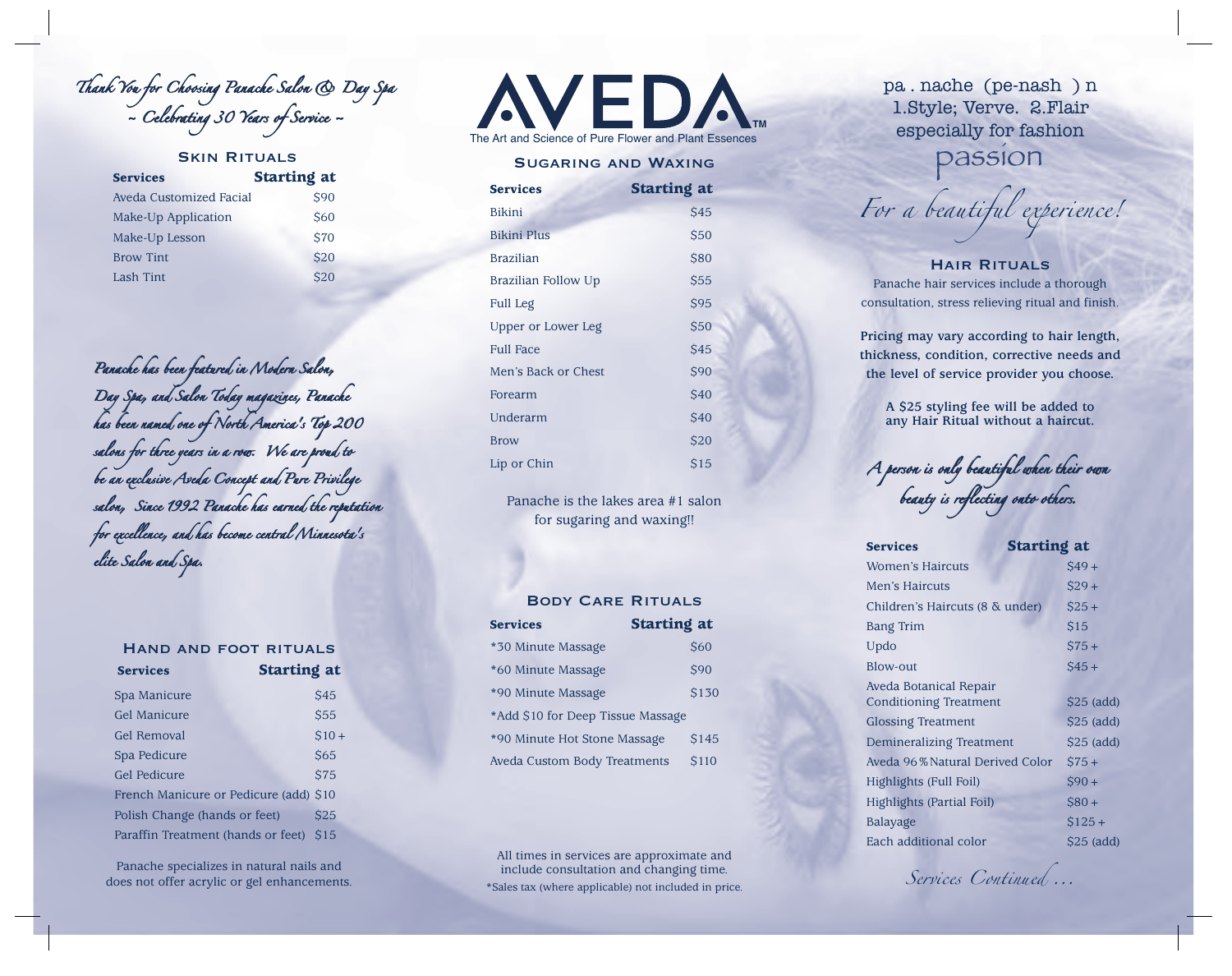*Thank You for Choosing Panache Salon & Day Spa*
*~ Celebrating 30 Years of Service ~*

## Skin Rituals

| Services | Starting at |
|---|---|
| Aveda Customized Facial | $90 |
| Make-Up Application | $60 |
| Make-Up Lesson | $70 |
| Brow Tint | $20 |
| Lash Tint | $20 |

*Panache has been featured in Modern Salon, Day Spa, and Salon Today magazines, Panache has been named one of North America's Top 200 salons for three years in a row. We are proud to be an exclusive Aveda Concept and Pure Privilege salon, Since 1992 Panache has earned the reputation for excellence, and has become central Minnesota's elite Salon and Spa.*

## Hand and Foot Rituals

| Services | Starting at |
|---|---|
| Spa Manicure | $45 |
| Gel Manicure | $55 |
| Gel Removal | $10+ |
| Spa Pedicure | $65 |
| Gel Pedicure | $75 |
| French Manicure or Pedicure (add) | $10 |
| Polish Change (hands or feet) | $25 |
| Paraffin Treatment (hands or feet) | $15 |

Panache specializes in natural nails and does not offer acrylic or gel enhancements.

# AVEDA™

The Art and Science of Pure Flower and Plant Essences

## Sugaring and Waxing

| Services | Starting at |
|---|---|
| Bikini | $45 |
| Bikini Plus | $50 |
| Brazilian | $80 |
| Brazilian Follow Up | $55 |
| Full Leg | $95 |
| Upper or Lower Leg | $50 |
| Full Face | $45 |
| Men's Back or Chest | $90 |
| Forearm | $40 |
| Underarm | $40 |
| Brow | $20 |
| Lip or Chin | $15 |

Panache is the lakes area #1 salon for sugaring and waxing!!

## Body Care Rituals

| Services | Starting at |
|---|---|
| *30 Minute Massage | $60 |
| *60 Minute Massage | $90 |
| *90 Minute Massage | $130 |
| *Add $10 for Deep Tissue Massage | |
| *90 Minute Hot Stone Massage | $145 |
| Aveda Custom Body Treatments | $110 |

All times in services are approximate and include consultation and changing time.
*Sales tax (where applicable) not included in price.

pa . nache (pe-nash ) n
1.Style; Verve. 2.Flair
especially for fashion
passion

*For a beautiful experience!*

## Hair Rituals

Panache hair services include a thorough consultation, stress relieving ritual and finish.

**Pricing may vary according to hair length, thickness, condition, corrective needs and the level of service provider you choose.**

**A $25 styling fee will be added to any Hair Ritual without a haircut.**

*A person is only beautiful when their own beauty is reflecting onto others.*

| Services | Starting at |
|---|---|
| Women's Haircuts | $49+ |
| Men's Haircuts | $29+ |
| Children's Haircuts (8 & under) | $25+ |
| Bang Trim | $15 |
| Updo | $75+ |
| Blow-out | $45+ |
| Aveda Botanical Repair Conditioning Treatment | $25 (add) |
| Glossing Treatment | $25 (add) |
| Demineralizing Treatment | $25 (add) |
| Aveda 96% Natural Derived Color | $75+ |
| Highlights (Full Foil) | $90+ |
| Highlights (Partial Foil) | $80+ |
| Balayage | $125+ |
| Each additional color | $25 (add) |

*Services Continued ...*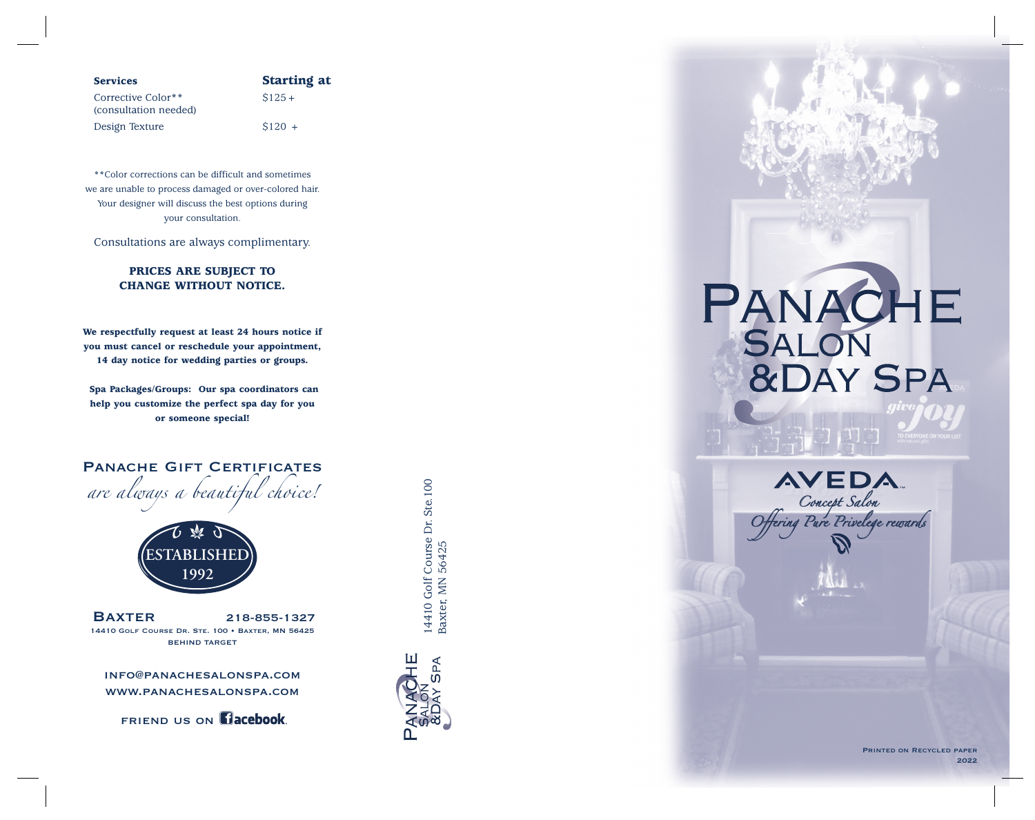| Services | Starting at |
| --- | --- |
| Corrective Color** (consultation needed) | $125 + |
| Design Texture | $120 + |

**Color corrections can be difficult and sometimes we are unable to process damaged or over-colored hair. Your designer will discuss the best options during your consultation.

Consultations are always complimentary.

***PRICES ARE SUBJECT TO CHANGE WITHOUT NOTICE.***

***We respectfully request at least 24 hours notice if you must cancel or reschedule your appointment, 14 day notice for wedding parties or groups.***

***Spa Packages/Groups: Our spa coordinators can help you customize the perfect spa day for you or someone special!***

## Panache Gift Certificates
*are always a beautiful choice!*

ESTABLISHED 1992

**BAXTER** 218-855-1327
14410 Golf Course Dr. Ste. 100 • Baxter, MN 56425
behind Target

info@panachesalonspa.com
www.panachesalonspa.com

friend us on facebook.

Panache Salon &Day Spa
14410 Golf Course Dr. Ste.100
Baxter, MN 56425

# Panache Salon &Day Spa

AVEDA
Concept Salon
Offering Pure Privelege rewards

Printed on Recycled paper
2022